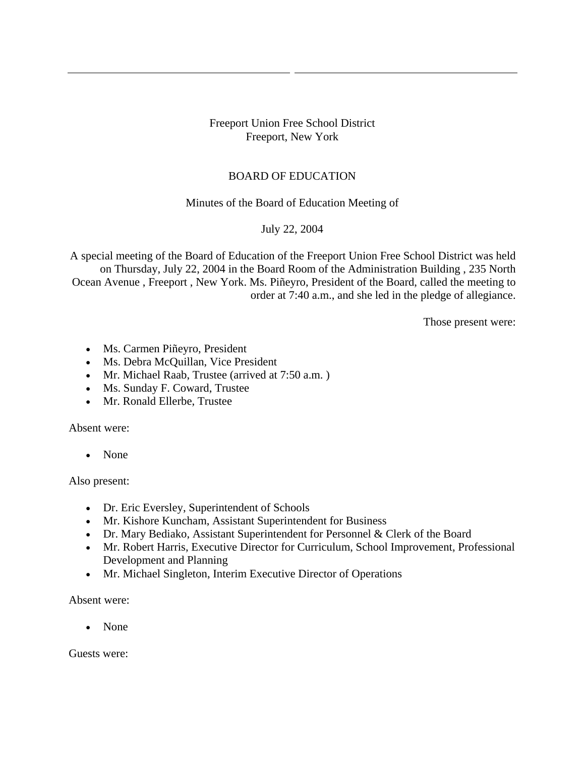Freeport Union Free School District
Freeport, New York

BOARD OF EDUCATION

Minutes of the Board of Education Meeting of

July 22, 2004

A special meeting of the Board of Education of the Freeport Union Free School District was held on Thursday, July 22, 2004 in the Board Room of the Administration Building , 235 North Ocean Avenue , Freeport , New York. Ms. Piñeyro, President of the Board, called the meeting to order at 7:40 a.m., and she led in the pledge of allegiance.

Those present were:

- Ms. Carmen Piñeyro, President
- Ms. Debra McQuillan, Vice President
- Mr. Michael Raab, Trustee (arrived at 7:50 a.m. )
- Ms. Sunday F. Coward, Trustee
- Mr. Ronald Ellerbe, Trustee

Absent were:

- None

Also present:

- Dr. Eric Eversley, Superintendent of Schools
- Mr. Kishore Kuncham, Assistant Superintendent for Business
- Dr. Mary Bediako, Assistant Superintendent for Personnel & Clerk of the Board
- Mr. Robert Harris, Executive Director for Curriculum, School Improvement, Professional Development and Planning
- Mr. Michael Singleton, Interim Executive Director of Operations

Absent were:

- None

Guests were: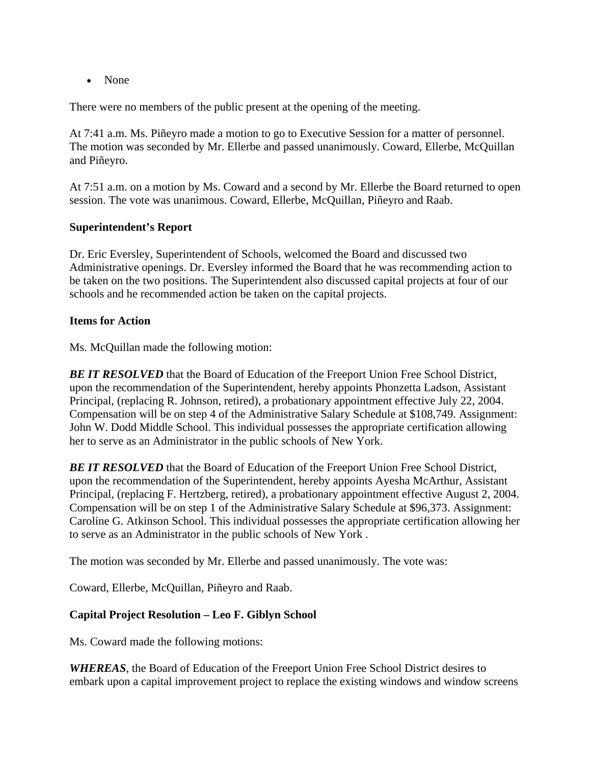- None

There were no members of the public present at the opening of the meeting.

At 7:41 a.m. Ms. Piñeyro made a motion to go to Executive Session for a matter of personnel. The motion was seconded by Mr. Ellerbe and passed unanimously. Coward, Ellerbe, McQuillan and Piñeyro.

At 7:51 a.m. on a motion by Ms. Coward and a second by Mr. Ellerbe the Board returned to open session. The vote was unanimous. Coward, Ellerbe, McQuillan, Piñeyro and Raab.

**Superintendent's Report**

Dr. Eric Eversley, Superintendent of Schools, welcomed the Board and discussed two Administrative openings. Dr. Eversley informed the Board that he was recommending action to be taken on the two positions. The Superintendent also discussed capital projects at four of our schools and he recommended action be taken on the capital projects.

**Items for Action**

Ms. McQuillan made the following motion:

***BE IT RESOLVED*** that the Board of Education of the Freeport Union Free School District, upon the recommendation of the Superintendent, hereby appoints Phonzetta Ladson, Assistant Principal, (replacing R. Johnson, retired), a probationary appointment effective July 22, 2004. Compensation will be on step 4 of the Administrative Salary Schedule at $108,749. Assignment: John W. Dodd Middle School. This individual possesses the appropriate certification allowing her to serve as an Administrator in the public schools of New York.

***BE IT RESOLVED*** that the Board of Education of the Freeport Union Free School District, upon the recommendation of the Superintendent, hereby appoints Ayesha McArthur, Assistant Principal, (replacing F. Hertzberg, retired), a probationary appointment effective August 2, 2004. Compensation will be on step 1 of the Administrative Salary Schedule at $96,373. Assignment: Caroline G. Atkinson School. This individual possesses the appropriate certification allowing her to serve as an Administrator in the public schools of New York .

The motion was seconded by Mr. Ellerbe and passed unanimously. The vote was:

Coward, Ellerbe, McQuillan, Piñeyro and Raab.

**Capital Project Resolution – Leo F. Giblyn School**

Ms. Coward made the following motions:

***WHEREAS***, the Board of Education of the Freeport Union Free School District desires to embark upon a capital improvement project to replace the existing windows and window screens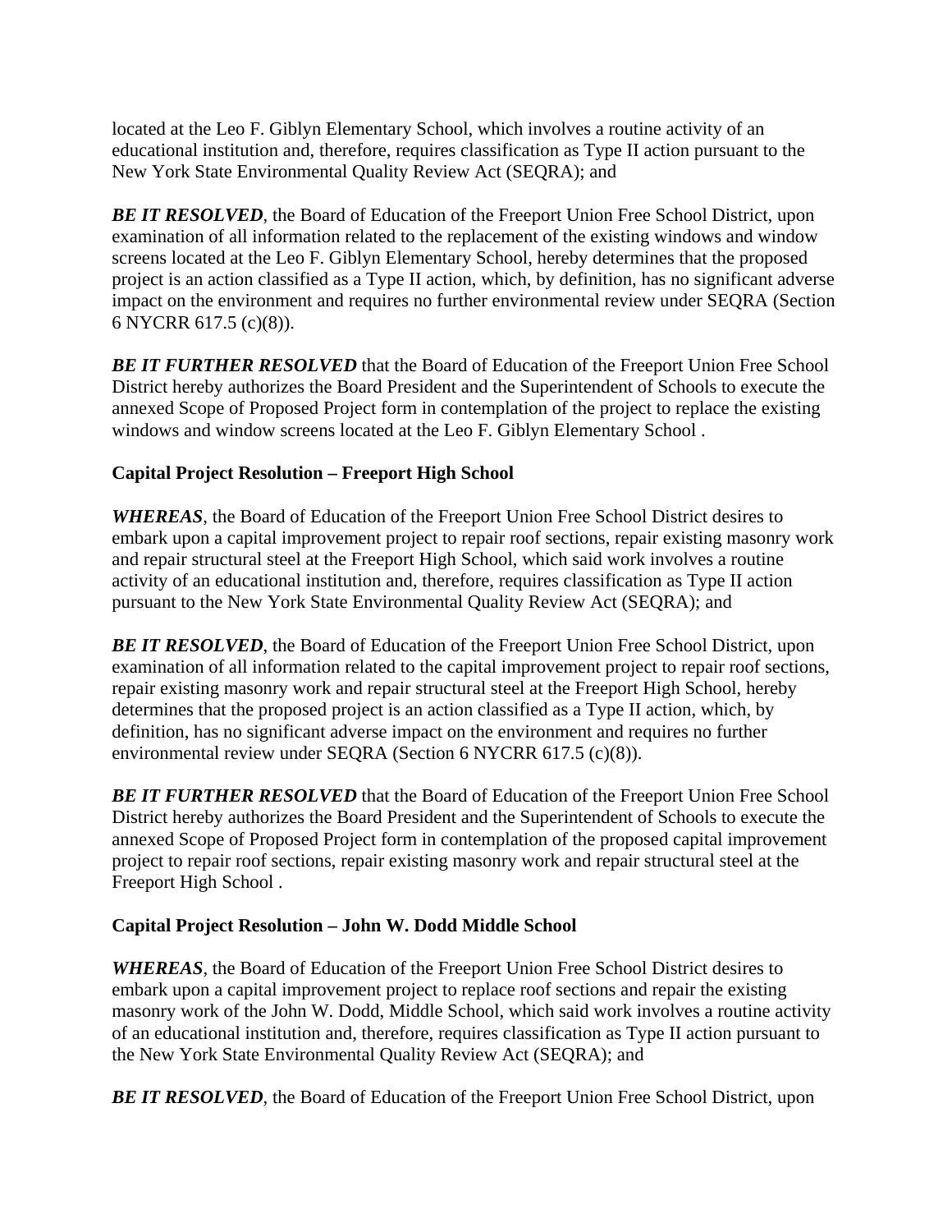located at the Leo F. Giblyn Elementary School, which involves a routine activity of an educational institution and, therefore, requires classification as Type II action pursuant to the New York State Environmental Quality Review Act (SEQRA); and

***BE IT RESOLVED***, the Board of Education of the Freeport Union Free School District, upon examination of all information related to the replacement of the existing windows and window screens located at the Leo F. Giblyn Elementary School, hereby determines that the proposed project is an action classified as a Type II action, which, by definition, has no significant adverse impact on the environment and requires no further environmental review under SEQRA (Section 6 NYCRR 617.5 (c)(8)).

***BE IT FURTHER RESOLVED*** that the Board of Education of the Freeport Union Free School District hereby authorizes the Board President and the Superintendent of Schools to execute the annexed Scope of Proposed Project form in contemplation of the project to replace the existing windows and window screens located at the Leo F. Giblyn Elementary School .

**Capital Project Resolution – Freeport High School**

***WHEREAS***, the Board of Education of the Freeport Union Free School District desires to embark upon a capital improvement project to repair roof sections, repair existing masonry work and repair structural steel at the Freeport High School, which said work involves a routine activity of an educational institution and, therefore, requires classification as Type II action pursuant to the New York State Environmental Quality Review Act (SEQRA); and

***BE IT RESOLVED***, the Board of Education of the Freeport Union Free School District, upon examination of all information related to the capital improvement project to repair roof sections, repair existing masonry work and repair structural steel at the Freeport High School, hereby determines that the proposed project is an action classified as a Type II action, which, by definition, has no significant adverse impact on the environment and requires no further environmental review under SEQRA (Section 6 NYCRR 617.5 (c)(8)).

***BE IT FURTHER RESOLVED*** that the Board of Education of the Freeport Union Free School District hereby authorizes the Board President and the Superintendent of Schools to execute the annexed Scope of Proposed Project form in contemplation of the proposed capital improvement project to repair roof sections, repair existing masonry work and repair structural steel at the Freeport High School .

**Capital Project Resolution – John W. Dodd Middle School**

***WHEREAS***, the Board of Education of the Freeport Union Free School District desires to embark upon a capital improvement project to replace roof sections and repair the existing masonry work of the John W. Dodd, Middle School, which said work involves a routine activity of an educational institution and, therefore, requires classification as Type II action pursuant to the New York State Environmental Quality Review Act (SEQRA); and

***BE IT RESOLVED***, the Board of Education of the Freeport Union Free School District, upon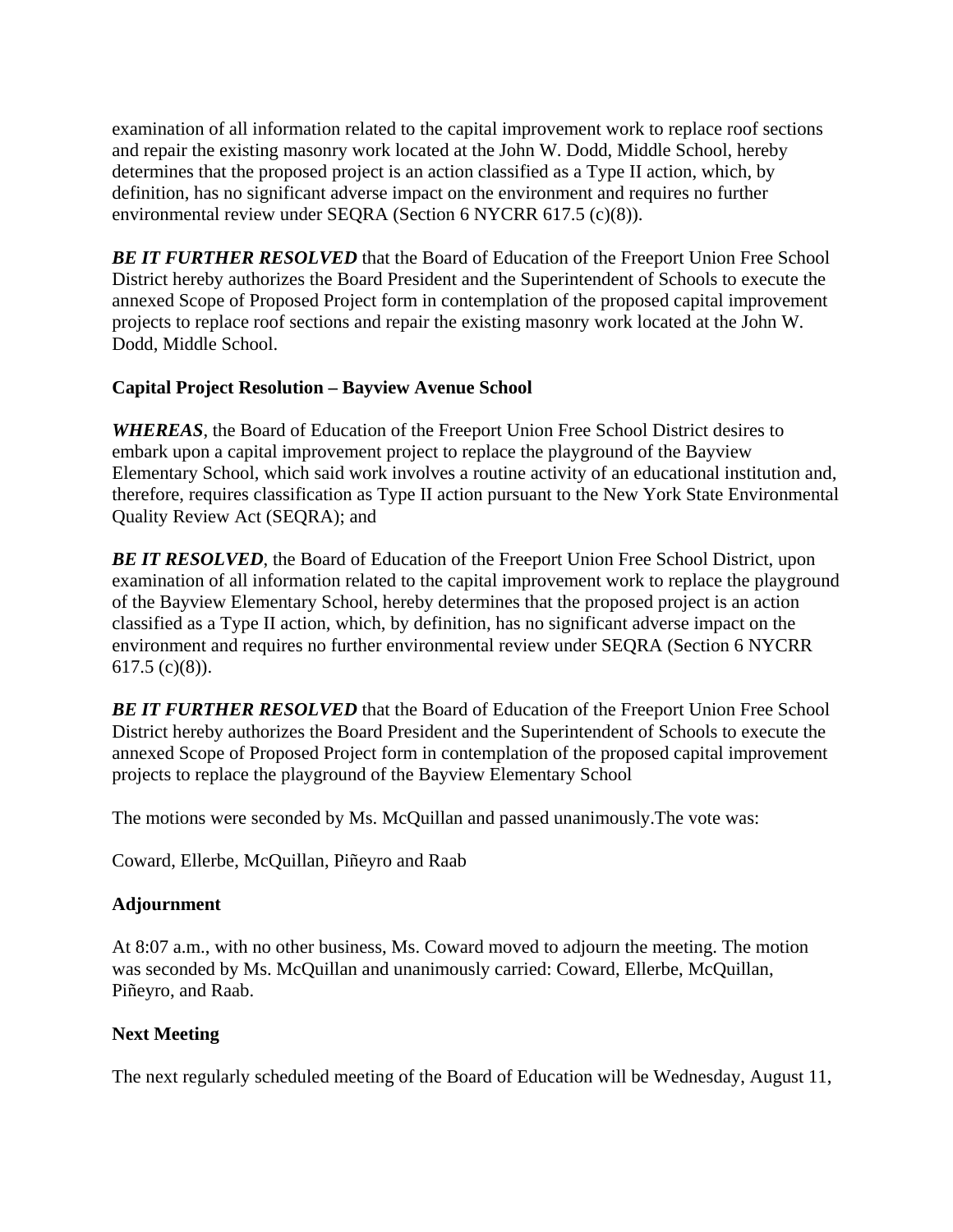examination of all information related to the capital improvement work to replace roof sections and repair the existing masonry work located at the John W. Dodd, Middle School, hereby determines that the proposed project is an action classified as a Type II action, which, by definition, has no significant adverse impact on the environment and requires no further environmental review under SEQRA (Section 6 NYCRR 617.5 (c)(8)).

***BE IT FURTHER RESOLVED*** that the Board of Education of the Freeport Union Free School District hereby authorizes the Board President and the Superintendent of Schools to execute the annexed Scope of Proposed Project form in contemplation of the proposed capital improvement projects to replace roof sections and repair the existing masonry work located at the John W. Dodd, Middle School.

**Capital Project Resolution – Bayview Avenue School**

***WHEREAS***, the Board of Education of the Freeport Union Free School District desires to embark upon a capital improvement project to replace the playground of the Bayview Elementary School, which said work involves a routine activity of an educational institution and, therefore, requires classification as Type II action pursuant to the New York State Environmental Quality Review Act (SEQRA); and

***BE IT RESOLVED***, the Board of Education of the Freeport Union Free School District, upon examination of all information related to the capital improvement work to replace the playground of the Bayview Elementary School, hereby determines that the proposed project is an action classified as a Type II, which, by definition, has no significant adverse impact on the environment and requires no further environmental review under SEQRA (Section 6 NYCRR 617.5 (c)(8)).

***BE IT FURTHER RESOLVED*** that the Board of Education of the Freeport Union Free School District hereby authorizes the Board President and the Superintendent of Schools to execute the annexed Scope of Proposed Project form in contemplation of the proposed capital improvement projects to replace the playground of the Bayview Elementary School

The motions were seconded by Ms. McQuillan and passed unanimously.The vote was:

Coward, Ellerbe, McQuillan, Piñeyro and Raab

**Adjournment**

At 8:07 a.m., with no other business, Ms. Coward moved to adjourn the meeting. The motion was seconded by Ms. McQuillan and unanimously carried: Coward, Ellerbe, McQuillan, Piñeyro, and Raab.

**Next Meeting**

The next regularly scheduled meeting of the Board of Education will be Wednesday, August 11,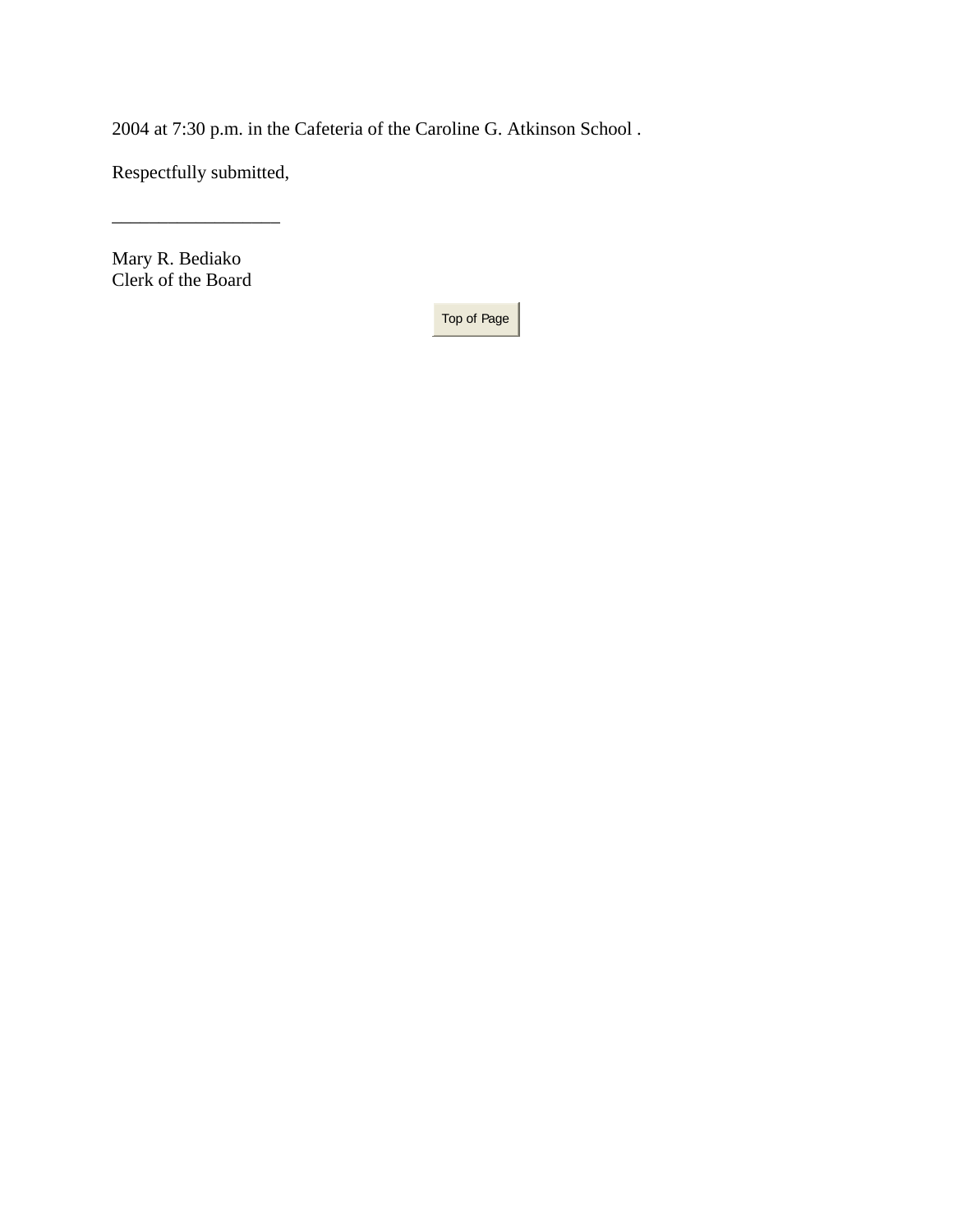2004 at 7:30 p.m. in the Cafeteria of the Caroline G. Atkinson School .

Respectfully submitted,

\_\_\_\_\_\_\_\_\_\_\_\_\_\_\_\_\_\_

Mary R. Bediako
Clerk of the Board

Top of Page